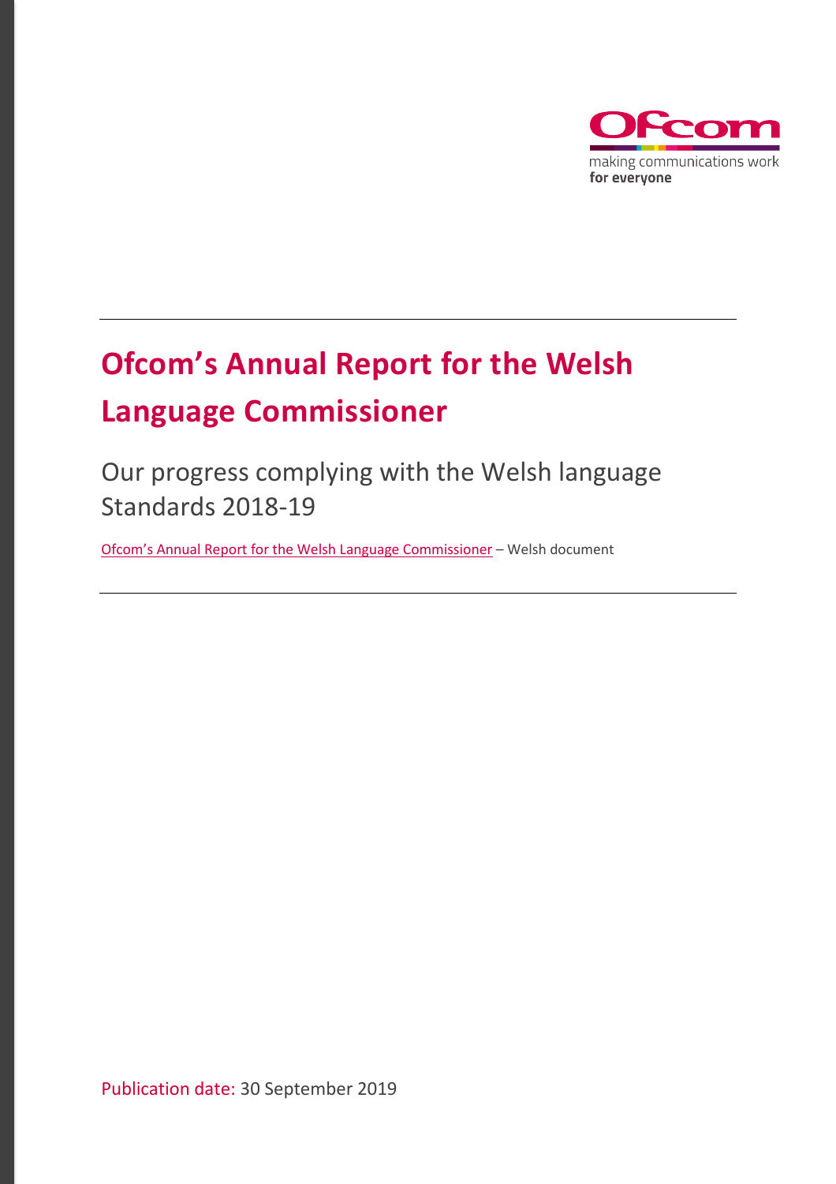# Ofcom's Annual Report for the Welsh Language Commissioner

## Our progress complying with the Welsh language Standards 2018-19

Ofcom's Annual Report for the Welsh Language Commissioner – Welsh document

Publication date: 30 September 2019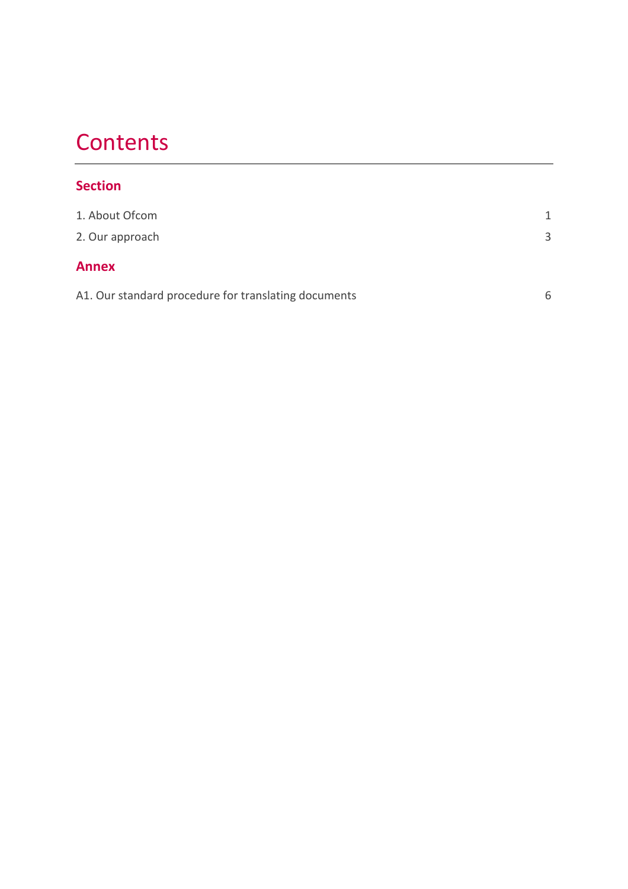# Contents

## Section

| | |
|---|---|
| 1. About Ofcom | 1 |
| 2. Our approach | 3 |

## Annex

| | |
|---|---|
| A1. Our standard procedure for translating documents | 6 |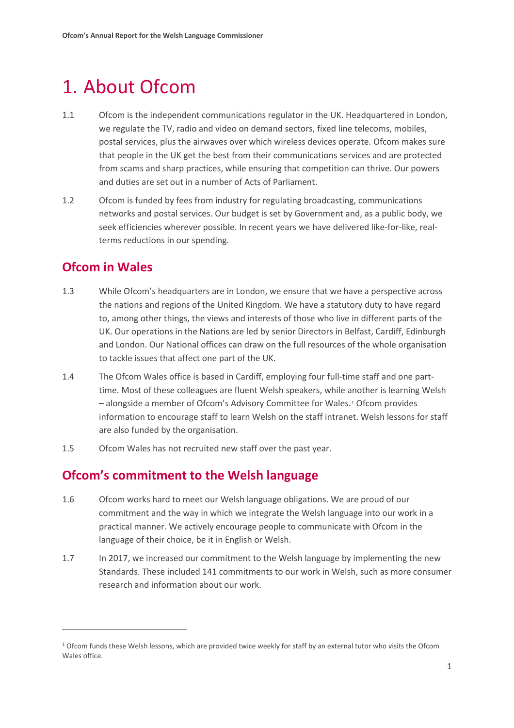# 1. About Ofcom

1.1 Ofcom is the independent communications regulator in the UK. Headquartered in London, we regulate the TV, radio and video on demand sectors, fixed line telecoms, mobiles, postal services, plus the airwaves over which wireless devices operate. Ofcom makes sure that people in the UK get the best from their communications services and are protected from scams and sharp practices, while ensuring that competition can thrive. Our powers and duties are set out in a number of Acts of Parliament.

1.2 Ofcom is funded by fees from industry for regulating broadcasting, communications networks and postal services. Our budget is set by Government and, as a public body, we seek efficiencies wherever possible. In recent years we have delivered like-for-like, real-terms reductions in our spending.

## Ofcom in Wales

1.3 While Ofcom's headquarters are in London, we ensure that we have a perspective across the nations and regions of the United Kingdom. We have a statutory duty to have regard to, among other things, the views and interests of those who live in different parts of the UK. Our operations in the Nations are led by senior Directors in Belfast, Cardiff, Edinburgh and London. Our National offices can draw on the full resources of the whole organisation to tackle issues that affect one part of the UK.

1.4 The Ofcom Wales office is based in Cardiff, employing four full-time staff and one part-time. Most of these colleagues are fluent Welsh speakers, while another is learning Welsh – alongside a member of Ofcom's Advisory Committee for Wales.[1] Ofcom provides information to encourage staff to learn Welsh on the staff intranet. Welsh lessons for staff are also funded by the organisation.

1.5 Ofcom Wales has not recruited new staff over the past year.

## Ofcom's commitment to the Welsh language

1.6 Ofcom works hard to meet our Welsh language obligations. We are proud of our commitment and the way in which we integrate the Welsh language into our work in a practical manner. We actively encourage people to communicate with Ofcom in the language of their choice, be it in English or Welsh.

1.7 In 2017, we increased our commitment to the Welsh language by implementing the new Standards. These included 141 commitments to our work in Welsh, such as more consumer research and information about our work.

[1] Ofcom funds these Welsh lessons, which are provided twice weekly for staff by an external tutor who visits the Ofcom Wales office.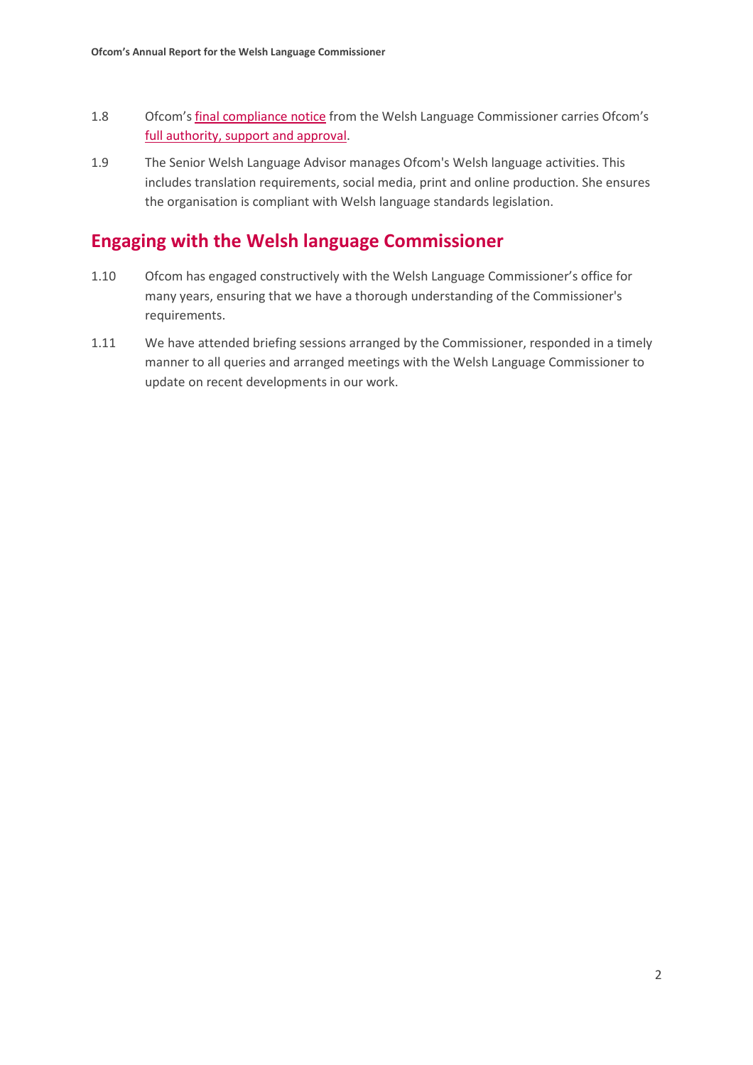1.8 Ofcom's final compliance notice from the Welsh Language Commissioner carries Ofcom's full authority, support and approval.

1.9 The Senior Welsh Language Advisor manages Ofcom's Welsh language activities. This includes translation requirements, social media, print and online production. She ensures the organisation is compliant with Welsh language standards legislation.

## Engaging with the Welsh language Commissioner

1.10 Ofcom has engaged constructively with the Welsh Language Commissioner's office for many years, ensuring that we have a thorough understanding of the Commissioner's requirements.

1.11 We have attended briefing sessions arranged by the Commissioner, responded in a timely manner to all queries and arranged meetings with the Welsh Language Commissioner to update on recent developments in our work.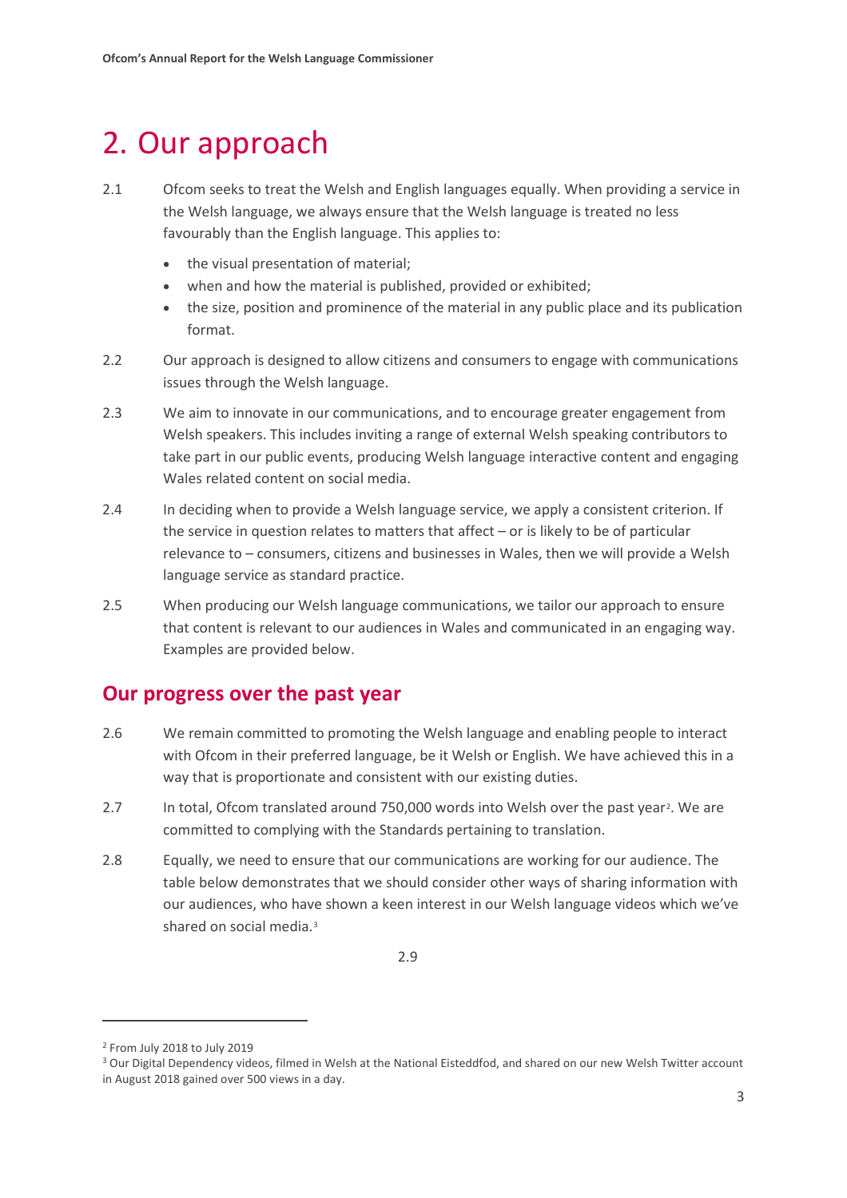# 2. Our approach

2.1 Ofcom seeks to treat the Welsh and English languages equally. When providing a service in the Welsh language, we always ensure that the Welsh language is treated no less favourably than the English language. This applies to:

- the visual presentation of material;
- when and how the material is published, provided or exhibited;
- the size, position and prominence of the material in any public place and its publication format.

2.2 Our approach is designed to allow citizens and consumers to engage with communications issues through the Welsh language.

2.3 We aim to innovate in our communications, and to encourage greater engagement from Welsh speakers. This includes inviting a range of external Welsh speaking contributors to take part in our public events, producing Welsh language interactive content and engaging Wales related content on social media.

2.4 In deciding when to provide a Welsh language service, we apply a consistent criterion. If the service in question relates to matters that affect – or is likely to be of particular relevance to – consumers, citizens and businesses in Wales, then we will provide a Welsh language service as standard practice.

2.5 When producing our Welsh language communications, we tailor our approach to ensure that content is relevant to our audiences in Wales and communicated in an engaging way. Examples are provided below.

## Our progress over the past year

2.6 We remain committed to promoting the Welsh language and enabling people to interact with Ofcom in their preferred language, be it Welsh or English. We have achieved this in a way that is proportionate and consistent with our existing duties.

2.7 In total, Ofcom translated around 750,000 words into Welsh over the past year[2]. We are committed to complying with the Standards pertaining to translation.

2.8 Equally, we need to ensure that our communications are working for our audience. The table below demonstrates that we should consider other ways of sharing information with our audiences, who have shown a keen interest in our Welsh language videos which we've shared on social media.[3]

2.9

---

[2] From July 2018 to July 2019

[3] Our Digital Dependency videos, filmed in Welsh at the National Eisteddfod, and shared on our new Welsh Twitter account in August 2018 gained over 500 views in a day.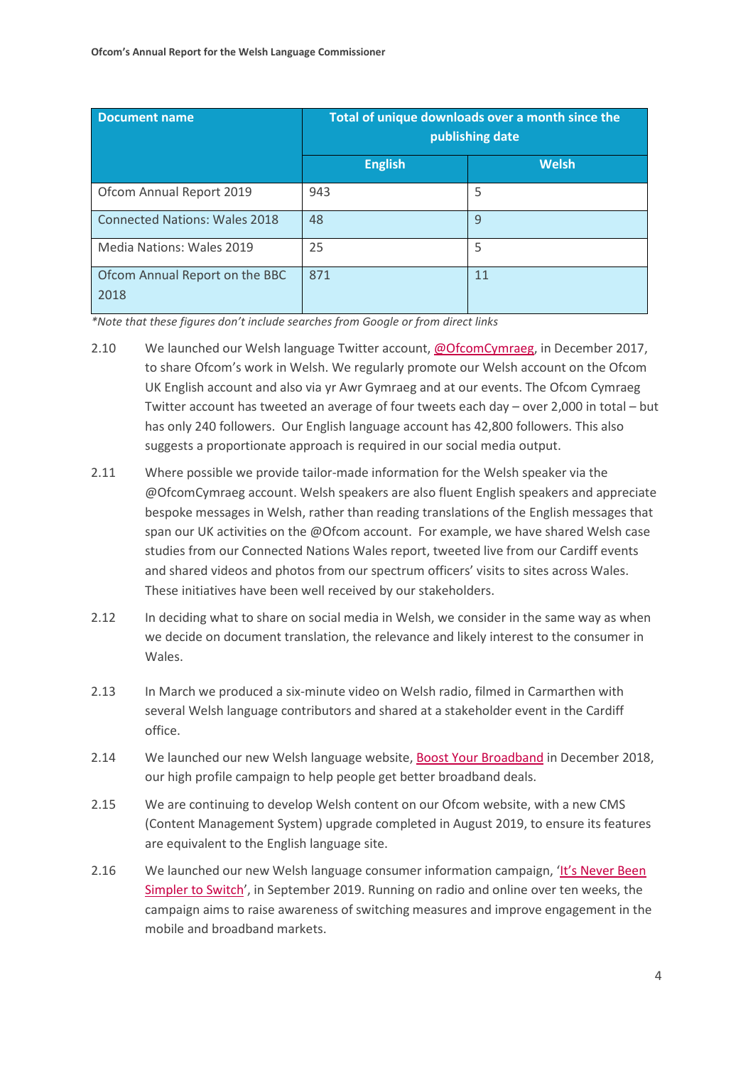| Document name | Total of unique downloads over a month since the publishing date | |
|---|---|---|
| | English | Welsh |
| Ofcom Annual Report 2019 | 943 | 5 |
| Connected Nations: Wales 2018 | 48 | 9 |
| Media Nations: Wales 2019 | 25 | 5 |
| Ofcom Annual Report on the BBC 2018 | 871 | 11 |

*Note that these figures don't include searches from Google or from direct links*

2.10 We launched our Welsh language Twitter account, @OfcomCymraeg, in December 2017, to share Ofcom's work in Welsh. We regularly promote our Welsh account on the Ofcom UK English account and also via yr Awr Gymraeg and at our events. The Ofcom Cymraeg Twitter account has tweeted an average of four tweets each day – over 2,000 in total – but has only 240 followers. Our English language account has 42,800 followers. This also suggests a proportionate approach is required in our social media output.

2.11 Where possible we provide tailor-made information for the Welsh speaker via the @OfcomCymraeg account. Welsh speakers are also fluent English speakers and appreciate bespoke messages in Welsh, rather than reading translations of the English messages that span our UK activities on the @Ofcom account. For example, we have shared Welsh case studies from our Connected Nations Wales report, tweeted live from our Cardiff events and shared videos and photos from our spectrum officers' visits to sites across Wales. These initiatives have been well received by our stakeholders.

2.12 In deciding what to share on social media in Welsh, we consider in the same way as when we decide on document translation, the relevance and likely interest to the consumer in Wales.

2.13 In March we produced a six-minute video on Welsh radio, filmed in Carmarthen with several Welsh language contributors and shared at a stakeholder event in the Cardiff office.

2.14 We launched our new Welsh language website, Boost Your Broadband in December 2018, our high profile campaign to help people get better broadband deals.

2.15 We are continuing to develop Welsh content on our Ofcom website, with a new CMS (Content Management System) upgrade completed in August 2019, to ensure its features are equivalent to the English language site.

2.16 We launched our new Welsh language consumer information campaign, 'It's Never Been Simpler to Switch', in September 2019. Running on radio and online over ten weeks, the campaign aims to raise awareness of switching measures and improve engagement in the mobile and broadband markets.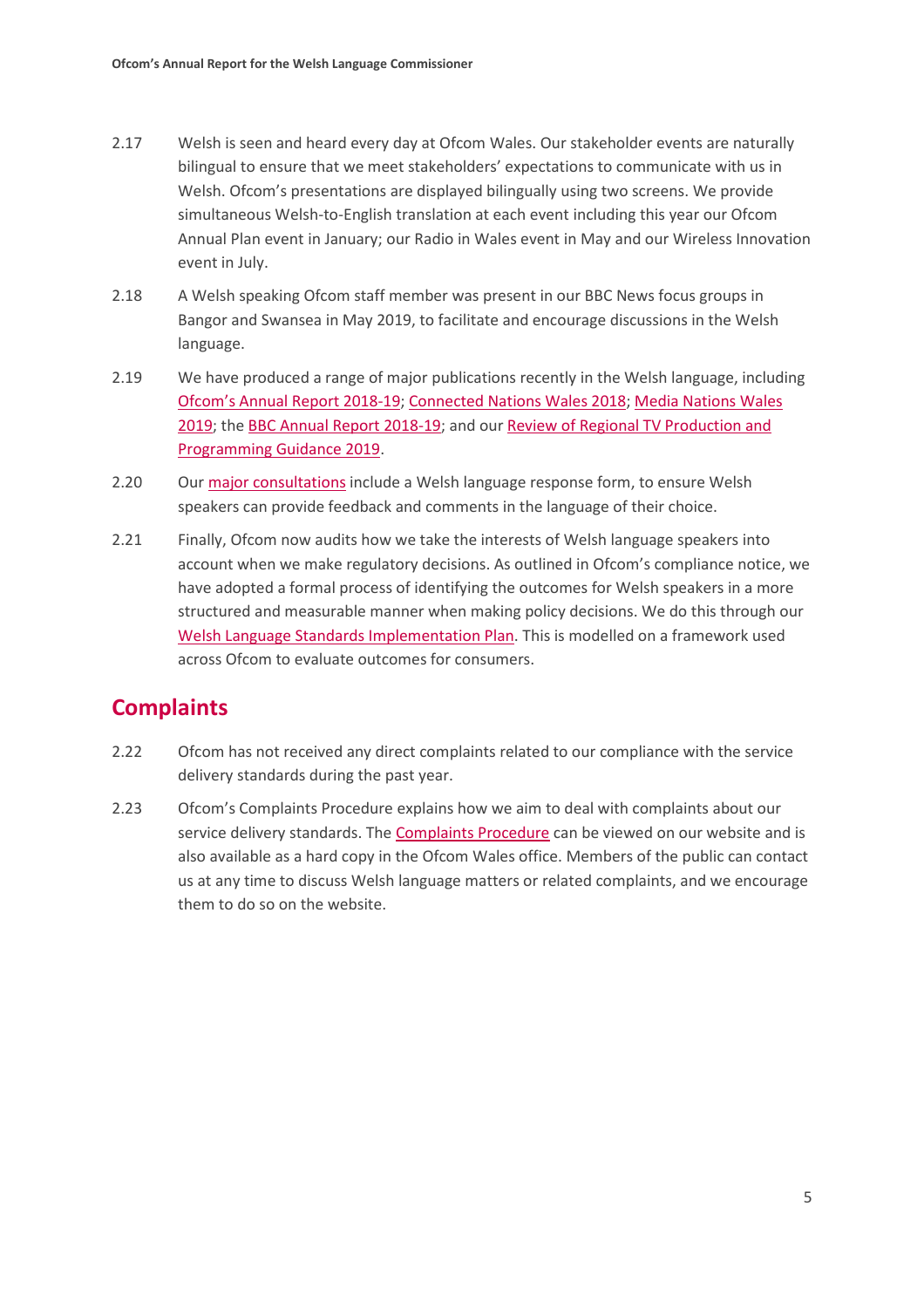2.17 Welsh is seen and heard every day at Ofcom Wales. Our stakeholder events are naturally bilingual to ensure that we meet stakeholders' expectations to communicate with us in Welsh. Ofcom's presentations are displayed bilingually using two screens. We provide simultaneous Welsh-to-English translation at each event including this year our Ofcom Annual Plan event in January; our Radio in Wales event in May and our Wireless Innovation event in July.

2.18 A Welsh speaking Ofcom staff member was present in our BBC News focus groups in Bangor and Swansea in May 2019, to facilitate and encourage discussions in the Welsh language.

2.19 We have produced a range of major publications recently in the Welsh language, including Ofcom's Annual Report 2018-19; Connected Nations Wales 2018; Media Nations Wales 2019; the BBC Annual Report 2018-19; and our Review of Regional TV Production and Programming Guidance 2019.

2.20 Our major consultations include a Welsh language response form, to ensure Welsh speakers can provide feedback and comments in the language of their choice.

2.21 Finally, Ofcom now audits how we take the interests of Welsh language speakers into account when we make regulatory decisions. As outlined in Ofcom's compliance notice, we have adopted a formal process of identifying the outcomes for Welsh speakers in a more structured and measurable manner when making policy decisions. We do this through our Welsh Language Standards Implementation Plan. This is modelled on a framework used across Ofcom to evaluate outcomes for consumers.

## Complaints

2.22 Ofcom has not received any direct complaints related to our compliance with the service delivery standards during the past year.

2.23 Ofcom's Complaints Procedure explains how we aim to deal with complaints about our service delivery standards. The Complaints Procedure can be viewed on our website and is also available as a hard copy in the Ofcom Wales office. Members of the public can contact us at any time to discuss Welsh language matters or related complaints, and we encourage them to do so on the website.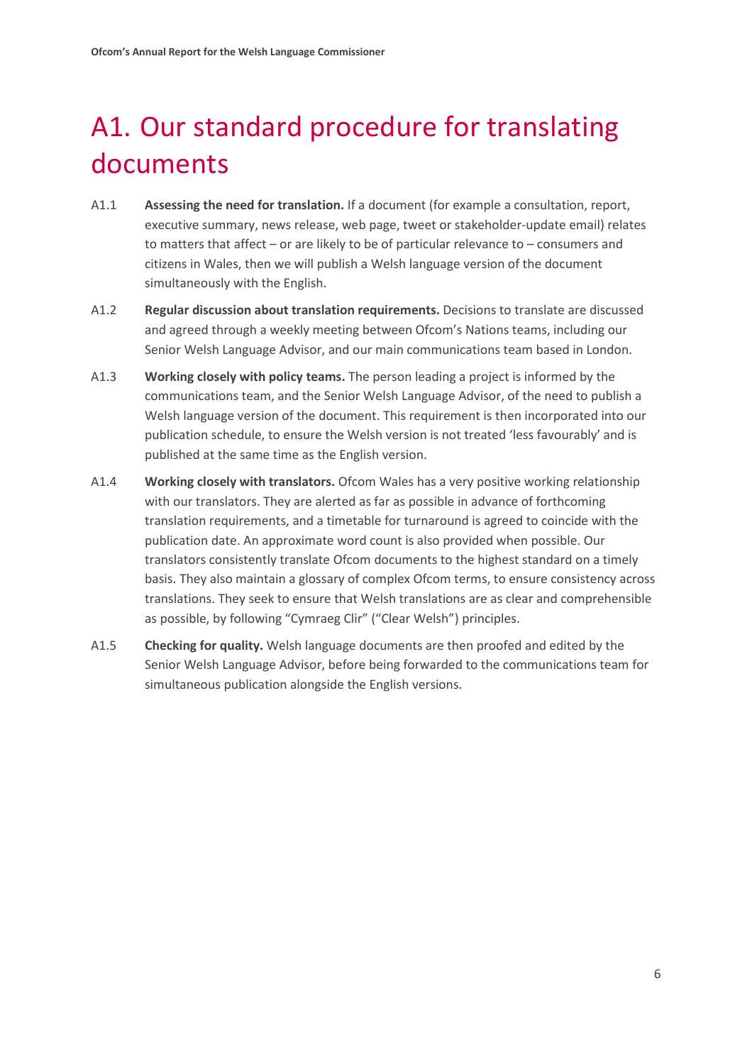# A1. Our standard procedure for translating documents

A1.1 **Assessing the need for translation.** If a document (for example a consultation, report, executive summary, news release, web page, tweet or stakeholder-update email) relates to matters that affect – or are likely to be of particular relevance to – consumers and citizens in Wales, then we will publish a Welsh language version of the document simultaneously with the English.

A1.2 **Regular discussion about translation requirements.** Decisions to translate are discussed and agreed through a weekly meeting between Ofcom's Nations teams, including our Senior Welsh Language Advisor, and our main communications team based in London.

A1.3 **Working closely with policy teams.** The person leading a project is informed by the communications team, and the Senior Welsh Language Advisor, of the need to publish a Welsh language version of the document. This requirement is then incorporated into our publication schedule, to ensure the Welsh version is not treated 'less favourably' and is published at the same time as the English version.

A1.4 **Working closely with translators.** Ofcom Wales has a very positive working relationship with our translators. They are alerted as far as possible in advance of forthcoming translation requirements, and a timetable for turnaround is agreed to coincide with the publication date. An approximate word count is also provided when possible. Our translators consistently translate Ofcom documents to the highest standard on a timely basis. They also maintain a glossary of complex Ofcom terms, to ensure consistency across translations. They seek to ensure that Welsh translations are as clear and comprehensible as possible, by following "Cymraeg Clir" ("Clear Welsh") principles.

A1.5 **Checking for quality.** Welsh language documents are then proofed and edited by the Senior Welsh Language Advisor, before being forwarded to the communications team for simultaneous publication alongside the English versions.